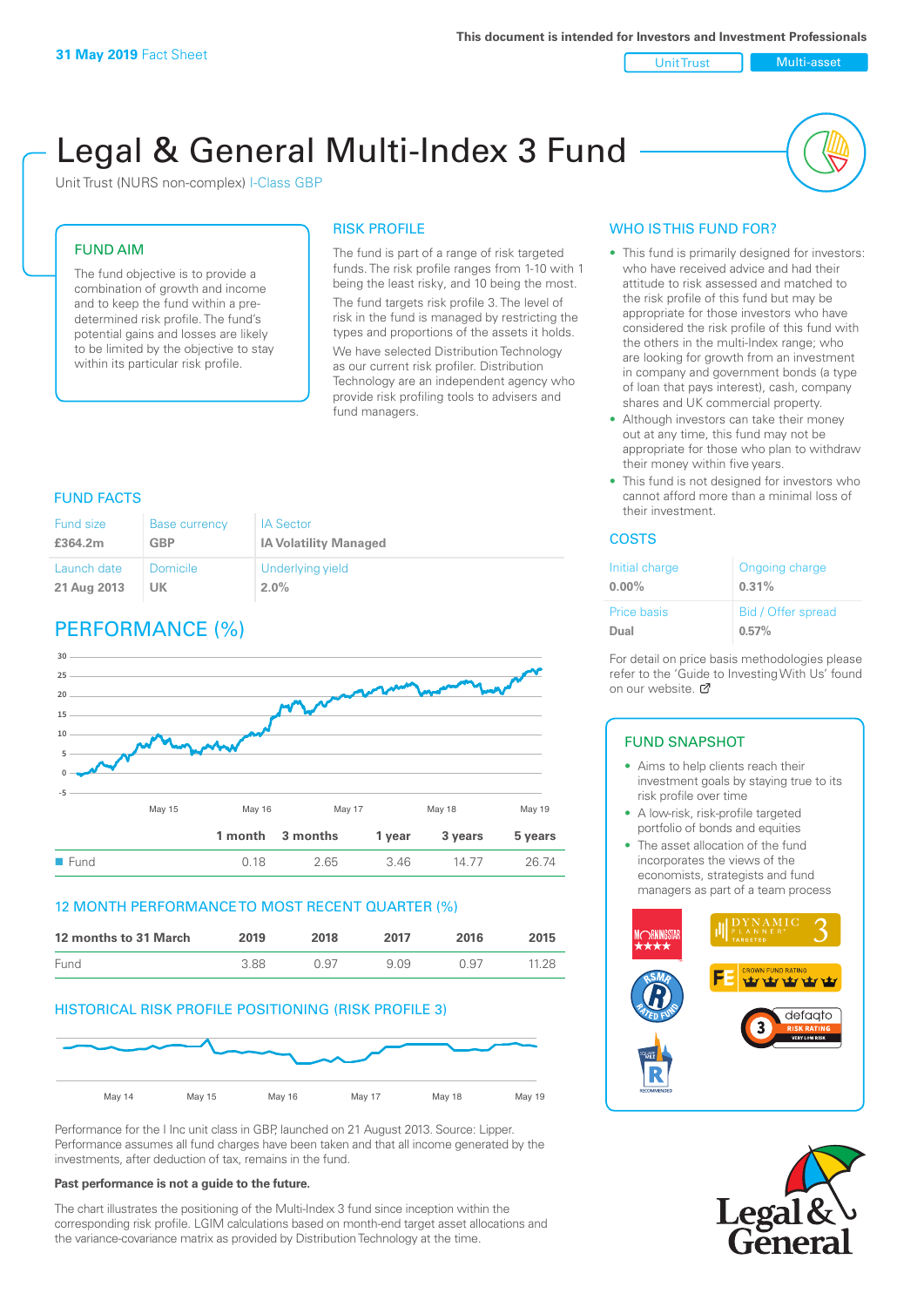**31 May 2019** Fact Sheet

This document is intended for Investors and Investment Professionals

Unit Trust | Multi-asset

# Legal & General Multi-Index 3 Fund

Unit Trust (NURS non-complex) I-Class GBP

## FUND AIM

The fund objective is to provide a combination of growth and income and to keep the fund within a pre-determined risk profile. The fund's potential gains and losses are likely to be limited by the objective to stay within its particular risk profile.

## RISK PROFILE

The fund is part of a range of risk targeted funds. The risk profile ranges from 1-10 with 1 being the least risky, and 10 being the most.

The fund targets risk profile 3. The level of risk in the fund is managed by restricting the types and proportions of the assets it holds.

We have selected Distribution Technology as our current risk profiler. Distribution Technology are an independent agency who provide risk profiling tools to advisers and fund managers.

## WHO IS THIS FUND FOR?

- This fund is primarily designed for investors: who have received advice and had their attitude to risk assessed and matched to the risk profile of this fund but may be appropriate for those investors who have considered the risk profile of this fund with the others in the multi-Index range; who are looking for growth from an investment in company and government bonds (a type of loan that pays interest), cash, company shares and UK commercial property.
- Although investors can take their money out at any time, this fund may not be appropriate for those who plan to withdraw their money within five years.
- This fund is not designed for investors who cannot afford more than a minimal loss of their investment.

## FUND FACTS

| Fund size | Base currency | IA Sector |
|---|---|---|
| **£364.2m** | **GBP** | **IA Volatility Managed** |
| **Launch date** | **Domicile** | **Underlying yield** |
| **21 Aug 2013** | **UK** | **2.0%** |

## COSTS

| Initial charge | Ongoing charge |
|---|---|
| **0.00%** | **0.31%** |
| **Price basis** | **Bid / Offer spread** |
| **Dual** | **0.57%** |

For detail on price basis methodologies please refer to the 'Guide to Investing With Us' found on our website.

## PERFORMANCE (%)

| | 1 month | 3 months | 1 year | 3 years | 5 years |
|---|---|---|---|---|---|
| Fund | 0.18 | 2.65 | 3.46 | 14.77 | 26.74 |

## 12 MONTH PERFORMANCE TO MOST RECENT QUARTER (%)

| 12 months to 31 March | 2019 | 2018 | 2017 | 2016 | 2015 |
|---|---|---|---|---|---|
| Fund | 3.88 | 0.97 | 9.09 | 0.97 | 11.28 |

## HISTORICAL RISK PROFILE POSITIONING (RISK PROFILE 3)

Performance for the I Inc unit class in GBP, launched on 21 August 2013. Source: Lipper. Performance assumes all fund charges have been taken and that all income generated by the investments, after deduction of tax, remains in the fund.

**Past performance is not a guide to the future.**

The chart illustrates the positioning of the Multi-Index 3 fund since inception within the corresponding risk profile. LGIM calculations based on month-end target asset allocations and the variance-covariance matrix as provided by Distribution Technology at the time.

## FUND SNAPSHOT

- Aims to help clients reach their investment goals by staying true to its risk profile over time
- A low-risk, risk-profile targeted portfolio of bonds and equities
- The asset allocation of the fund incorporates the views of the economists, strategists and fund managers as part of a team process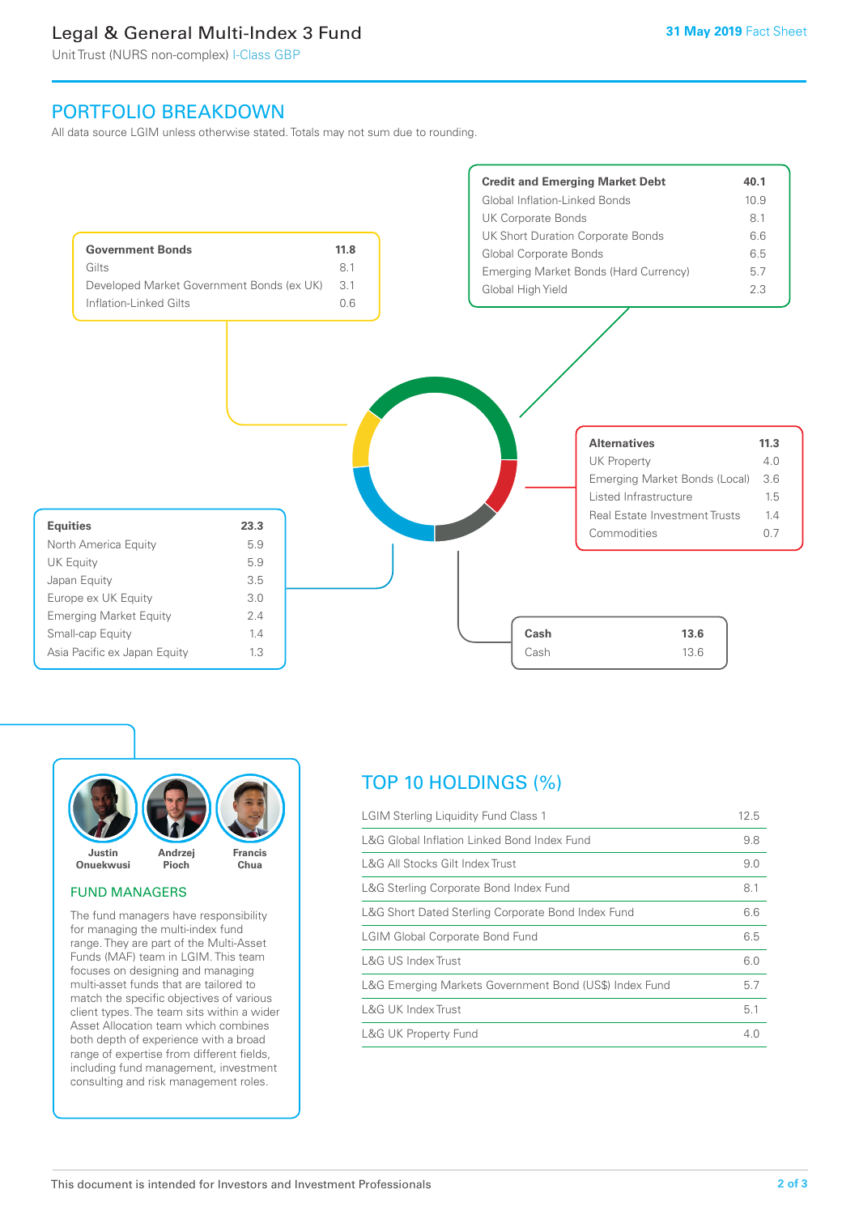# Legal & General Multi-Index 3 Fund

Unit Trust (NURS non-complex) I-Class GBP

31 May 2019 Fact Sheet

## PORTFOLIO BREAKDOWN

All data source LGIM unless otherwise stated. Totals may not sum due to rounding.

| **Credit and Emerging Market Debt** | **40.1** |
|---|---|
| Global Inflation-Linked Bonds | 10.9 |
| UK Corporate Bonds | 8.1 |
| UK Short Duration Corporate Bonds | 6.6 |
| Global Corporate Bonds | 6.5 |
| Emerging Market Bonds (Hard Currency) | 5.7 |
| Global High Yield | 2.3 |

| **Government Bonds** | **11.8** |
|---|---|
| Gilts | 8.1 |
| Developed Market Government Bonds (ex UK) | 3.1 |
| Inflation-Linked Gilts | 0.6 |

| **Alternatives** | **11.3** |
|---|---|
| UK Property | 4.0 |
| Emerging Market Bonds (Local) | 3.6 |
| Listed Infrastructure | 1.5 |
| Real Estate Investment Trusts | 1.4 |
| Commodities | 0.7 |

| **Equities** | **23.3** |
|---|---|
| North America Equity | 5.9 |
| UK Equity | 5.9 |
| Japan Equity | 3.5 |
| Europe ex UK Equity | 3.0 |
| Emerging Market Equity | 2.4 |
| Small-cap Equity | 1.4 |
| Asia Pacific ex Japan Equity | 1.3 |

| **Cash** | **13.6** |
|---|---|
| Cash | 13.6 |

Justin Onuekwusi, Andrzej Pioch, Francis Chua

## FUND MANAGERS

The fund managers have responsibility for managing the multi-index fund range. They are part of the Multi-Asset Funds (MAF) team in LGIM. This team focuses on designing and managing multi-asset funds that are tailored to match the specific objectives of various client types. The team sits within a wider Asset Allocation team which combines both depth of experience with a broad range of expertise from different fields, including fund management, investment consulting and risk management roles.

## TOP 10 HOLDINGS (%)

| Holding | % |
|---|---|
| LGIM Sterling Liquidity Fund Class 1 | 12.5 |
| L&G Global Inflation Linked Bond Index Fund | 9.8 |
| L&G All Stocks Gilt Index Trust | 9.0 |
| L&G Sterling Corporate Bond Index Fund | 8.1 |
| L&G Short Dated Sterling Corporate Bond Index Fund | 6.6 |
| LGIM Global Corporate Bond Fund | 6.5 |
| L&G US Index Trust | 6.0 |
| L&G Emerging Markets Government Bond (US$) Index Fund | 5.7 |
| L&G UK Index Trust | 5.1 |
| L&G UK Property Fund | 4.0 |

This document is intended for Investors and Investment Professionals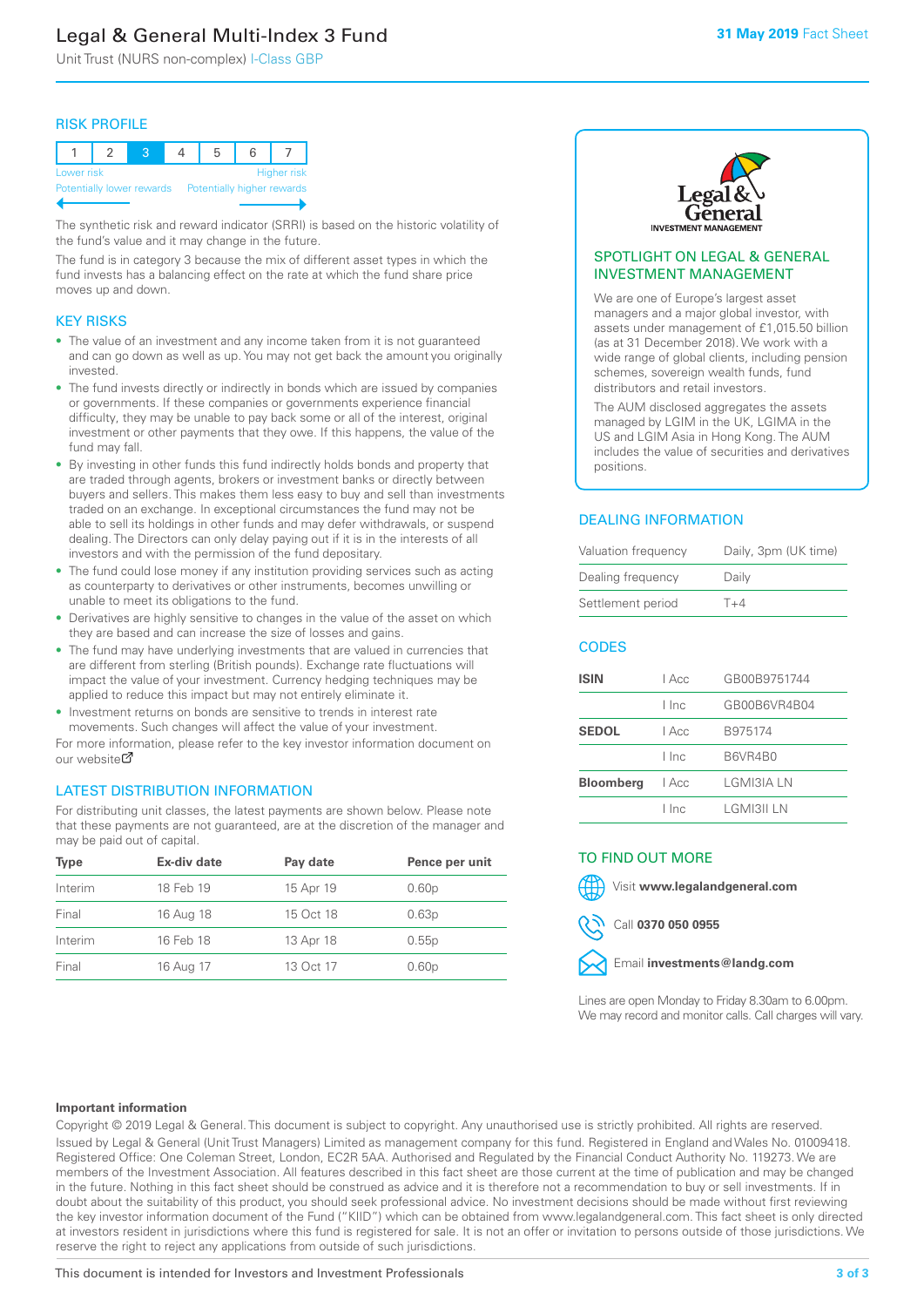# Legal & General Multi-Index 3 Fund

Unit Trust (NURS non-complex) I-Class GBP

31 May 2019 Fact Sheet

## RISK PROFILE

| 1 | 2 | 3 | 4 | 5 | 6 | 7 |
|---|---|---|---|---|---|---|

Lower risk — Higher risk

Potentially lower rewards — Potentially higher rewards

The synthetic risk and reward indicator (SRRI) is based on the historic volatility of the fund's value and it may change in the future.

The fund is in category 3 because the mix of different asset types in which the fund invests has a balancing effect on the rate at which the fund share price moves up and down.

## KEY RISKS

- The value of an investment and any income taken from it is not guaranteed and can go down as well as up. You may not get back the amount you originally invested.
- The fund invests directly or indirectly in bonds which are issued by companies or governments. If these companies or governments experience financial difficulty, they may be unable to pay back some or all of the interest, original investment or other payments that they owe. If this happens, the value of the fund may fall.
- By investing in other funds this fund indirectly holds bonds and property that are traded through agents, brokers or investment banks or directly between buyers and sellers. This makes them less easy to buy and sell than investments traded on an exchange. In exceptional circumstances the fund may not be able to sell its holdings in other funds and may defer withdrawals, or suspend dealing. The Directors can only delay paying out if it is in the interests of all investors and with the permission of the fund depositary.
- The fund could lose money if any institution providing services such as acting as counterparty to derivatives or other instruments, becomes unwilling or unable to meet its obligations to the fund.
- Derivatives are highly sensitive to changes in the value of the asset on which they are based and can increase the size of losses and gains.
- The fund may have underlying investments that are valued in currencies that are different from sterling (British pounds). Exchange rate fluctuations will impact the value of your investment. Currency hedging techniques may be applied to reduce this impact but may not entirely eliminate it.
- Investment returns on bonds are sensitive to trends in interest rate movements. Such changes will affect the value of your investment.

For more information, please refer to the key investor information document on our website

## LATEST DISTRIBUTION INFORMATION

For distributing unit classes, the latest payments are shown below. Please note that these payments are not guaranteed, are at the discretion of the manager and may be paid out of capital.

| Type | Ex-div date | Pay date | Pence per unit |
|---|---|---|---|
| Interim | 18 Feb 19 | 15 Apr 19 | 0.60p |
| Final | 16 Aug 18 | 15 Oct 18 | 0.63p |
| Interim | 16 Feb 18 | 13 Apr 18 | 0.55p |
| Final | 16 Aug 17 | 13 Oct 17 | 0.60p |

## SPOTLIGHT ON LEGAL & GENERAL INVESTMENT MANAGEMENT

We are one of Europe's largest asset managers and a major global investor, with assets under management of £1,015.50 billion (as at 31 December 2018). We work with a wide range of global clients, including pension schemes, sovereign wealth funds, fund distributors and retail investors.

The AUM disclosed aggregates the assets managed by LGIM in the UK, LGIMA in the US and LGIM Asia in Hong Kong. The AUM includes the value of securities and derivatives positions.

## DEALING INFORMATION

| | |
|---|---|
| Valuation frequency | Daily, 3pm (UK time) |
| Dealing frequency | Daily |
| Settlement period | T+4 |

## CODES

| | | |
|---|---|---|
| **ISIN** | I Acc | GB00B9751744 |
| | I Inc | GB00B6VR4B04 |
| **SEDOL** | I Acc | B975174 |
| | I Inc | B6VR4B0 |
| **Bloomberg** | I Acc | LGMI3IA LN |
| | I Inc | LGMI3II LN |

## TO FIND OUT MORE

Visit **www.legalandgeneral.com**

Call **0370 050 0955**

Email **investments@landg.com**

Lines are open Monday to Friday 8.30am to 6.00pm. We may record and monitor calls. Call charges will vary.

### Important information

Copyright © 2019 Legal & General. This document is subject to copyright. Any unauthorised use is strictly prohibited. All rights are reserved. Issued by Legal & General (Unit Trust Managers) Limited as management company for this fund. Registered in England and Wales No. 01009418. Registered Office: One Coleman Street, London, EC2R 5AA. Authorised and Regulated by the Financial Conduct Authority No. 119273. We are members of the Investment Association. All features described in this fact sheet are those current at the time of publication and may be changed in the future. Nothing in this fact sheet should be construed as advice and it is therefore not a recommendation to buy or sell investments. If in doubt about the suitability of this product, you should seek professional advice. No investment decisions should be made without first reviewing the key investor information document of the Fund ("KIID") which can be obtained from www.legalandgeneral.com. This fact sheet is only directed at investors resident in jurisdictions where this fund is registered for sale. It is not an offer or invitation to persons outside of those jurisdictions. We reserve the right to reject any applications from outside of such jurisdictions.

This document is intended for Investors and Investment Professionals